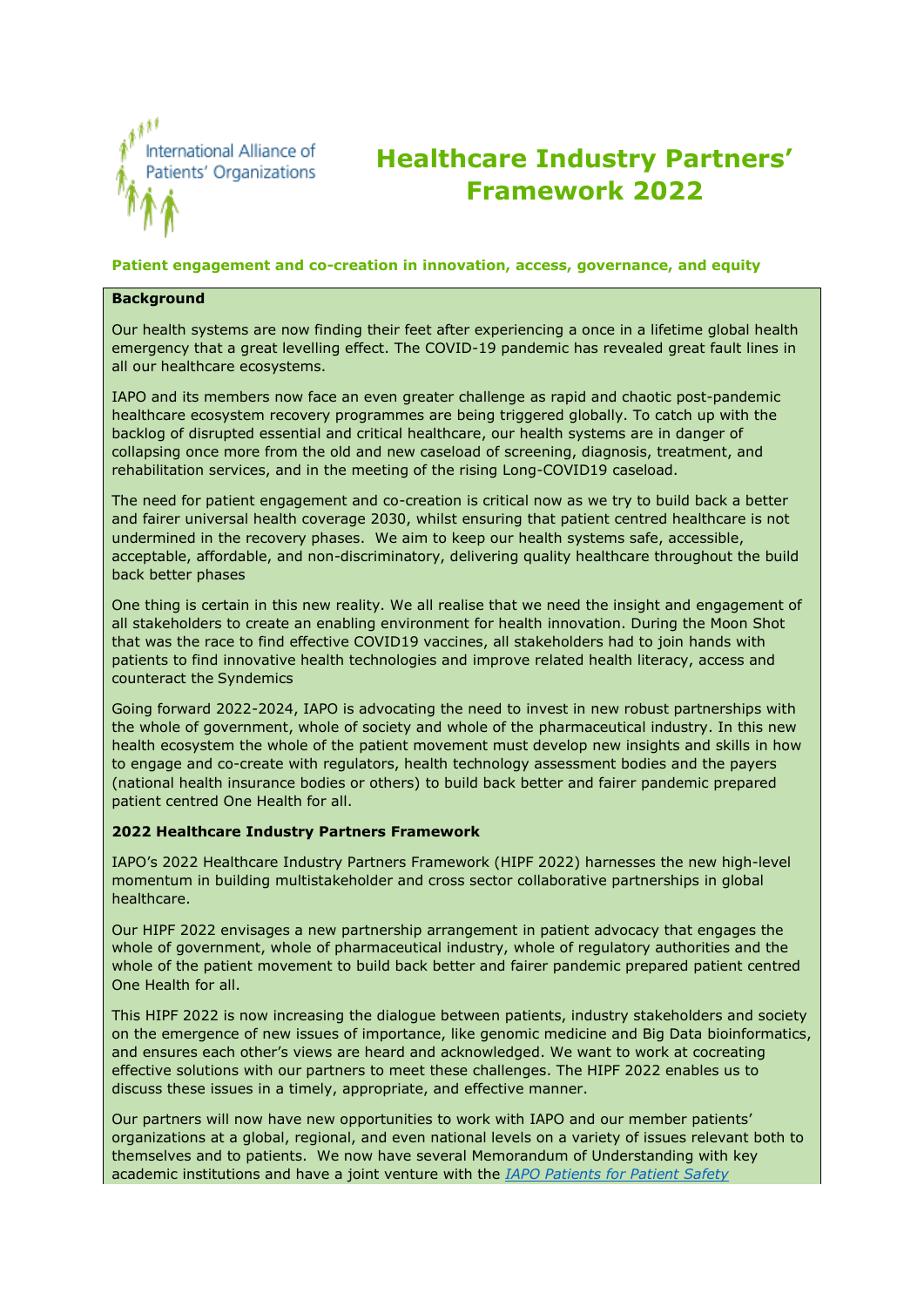International Alliance of Patients' Organizations

# Healthcare Industry Partners' Framework 2022

**Patient engagement and co-creation in innovation, access, governance, and equity**

**Background**

Our health systems are now finding their feet after experiencing a once in a lifetime global health emergency that a great levelling effect. The COVID-19 pandemic has revealed great fault lines in all our healthcare ecosystems.

IAPO and its members now face an even greater challenge as rapid and chaotic post-pandemic healthcare ecosystem recovery programmes are being triggered globally. To catch up with the backlog of disrupted essential and critical healthcare, our health systems are in danger of collapsing once more from the old and new caseload of screening, diagnosis, treatment, and rehabilitation services, and in the meeting of the rising Long-COVID19 caseload.

The need for patient engagement and co-creation is critical now as we try to build back a better and fairer universal health coverage 2030, whilst ensuring that patient centred healthcare is not undermined in the recovery phases. We aim to keep our health systems safe, accessible, acceptable, affordable, and non-discriminatory, delivering quality healthcare throughout the build back better phases

One thing is certain in this new reality. We all realise that we need the insight and engagement of all stakeholders to create an enabling environment for health innovation. During the Moon Shot that was the race to find effective COVID19 vaccines, all stakeholders had to join hands with patients to find innovative health technologies and improve related health literacy, access and counteract the Syndemics

Going forward 2022-2024, IAPO is advocating the need to invest in new robust partnerships with the whole of government, whole of society and whole of the pharmaceutical industry. In this new health ecosystem the whole of the patient movement must develop new insights and skills in how to engage and co-create with regulators, health technology assessment bodies and the payers (national health insurance bodies or others) to build back better and fairer pandemic prepared patient centred One Health for all.

**2022 Healthcare Industry Partners Framework**

IAPO's 2022 Healthcare Industry Partners Framework (HIPF 2022) harnesses the new high-level momentum in building multistakeholder and cross sector collaborative partnerships in global healthcare.

Our HIPF 2022 envisages a new partnership arrangement in patient advocacy that engages the whole of government, whole of pharmaceutical industry, whole of regulatory authorities and the whole of the patient movement to build back better and fairer pandemic prepared patient centred One Health for all.

This HIPF 2022 is now increasing the dialogue between patients, industry stakeholders and society on the emergence of new issues of importance, like genomic medicine and Big Data bioinformatics, and ensures each other's views are heard and acknowledged. We want to work at cocreating effective solutions with our partners to meet these challenges. The HIPF 2022 enables us to discuss these issues in a timely, appropriate, and effective manner.

Our partners will now have new opportunities to work with IAPO and our member patients' organizations at a global, regional, and even national levels on a variety of issues relevant both to themselves and to patients. We now have several Memorandum of Understanding with key academic institutions and have a joint venture with the *IAPO Patients for Patient Safety*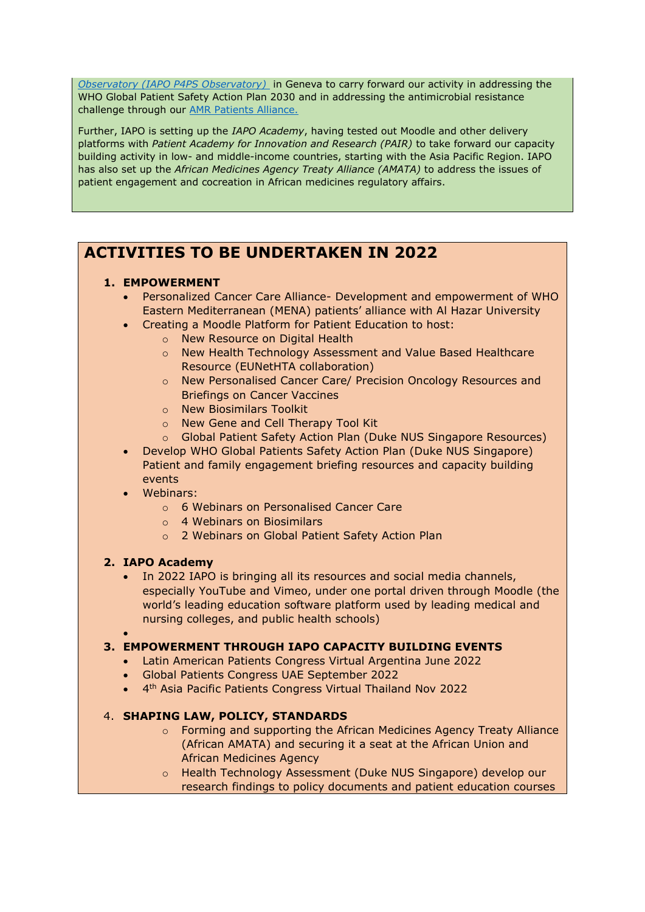*Observatory (IAPO P4PS Observatory)* in Geneva to carry forward our activity in addressing the WHO Global Patient Safety Action Plan 2030 and in addressing the antimicrobial resistance challenge through our AMR Patients Alliance.

Further, IAPO is setting up the *IAPO Academy*, having tested out Moodle and other delivery platforms with *Patient Academy for Innovation and Research (PAIR)* to take forward our capacity building activity in low- and middle-income countries, starting with the Asia Pacific Region. IAPO has also set up the *African Medicines Agency Treaty Alliance (AMATA)* to address the issues of patient engagement and cocreation in African medicines regulatory affairs.

# ACTIVITIES TO BE UNDERTAKEN IN 2022

1. **EMPOWERMENT**
   - Personalized Cancer Care Alliance- Development and empowerment of WHO Eastern Mediterranean (MENA) patients' alliance with Al Hazar University
   - Creating a Moodle Platform for Patient Education to host:
     - New Resource on Digital Health
     - New Health Technology Assessment and Value Based Healthcare Resource (EUNetHTA collaboration)
     - New Personalised Cancer Care/ Precision Oncology Resources and Briefings on Cancer Vaccines
     - New Biosimilars Toolkit
     - New Gene and Cell Therapy Tool Kit
     - Global Patient Safety Action Plan (Duke NUS Singapore Resources)
   - Develop WHO Global Patients Safety Action Plan (Duke NUS Singapore) Patient and family engagement briefing resources and capacity building events
   - Webinars:
     - 6 Webinars on Personalised Cancer Care
     - 4 Webinars on Biosimilars
     - 2 Webinars on Global Patient Safety Action Plan

2. **IAPO Academy**
   - In 2022 IAPO is bringing all its resources and social media channels, especially YouTube and Vimeo, under one portal driven through Moodle (the world's leading education software platform used by leading medical and nursing colleges, and public health schools)

3. **EMPOWERMENT THROUGH IAPO CAPACITY BUILDING EVENTS**
   - Latin American Patients Congress Virtual Argentina June 2022
   - Global Patients Congress UAE September 2022
   - 4th Asia Pacific Patients Congress Virtual Thailand Nov 2022

4. **SHAPING LAW, POLICY, STANDARDS**
   - Forming and supporting the African Medicines Agency Treaty Alliance (African AMATA) and securing it a seat at the African Union and African Medicines Agency
   - Health Technology Assessment (Duke NUS Singapore) develop our research findings to policy documents and patient education courses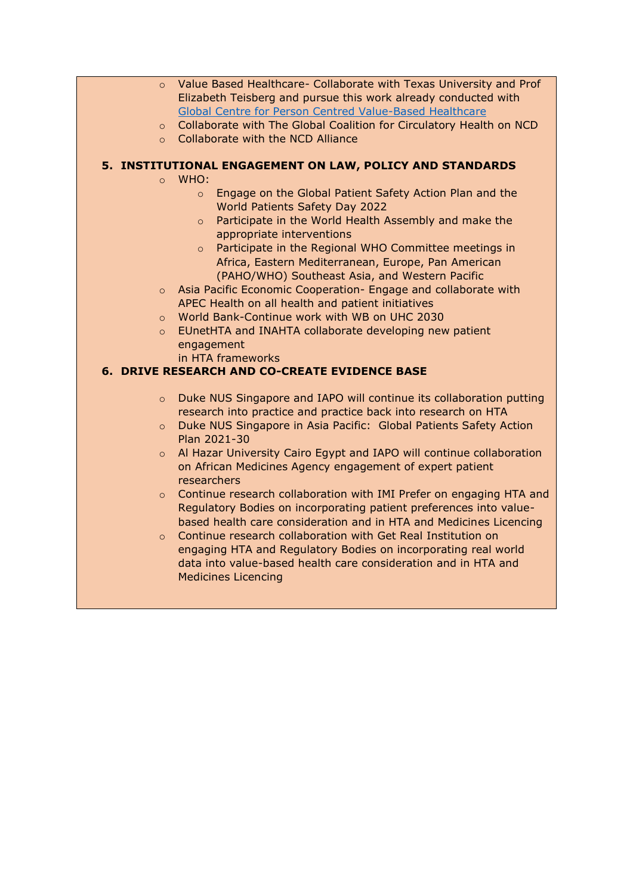- Value Based Healthcare- Collaborate with Texas University and Prof Elizabeth Teisberg and pursue this work already conducted with Global Centre for Person Centred Value-Based Healthcare
- Collaborate with The Global Coalition for Circulatory Health on NCD
- Collaborate with the NCD Alliance

**5. INSTITUTIONAL ENGAGEMENT ON LAW, POLICY AND STANDARDS**

- WHO:
  - Engage on the Global Patient Safety Action Plan and the World Patients Safety Day 2022
  - Participate in the World Health Assembly and make the appropriate interventions
  - Participate in the Regional WHO Committee meetings in Africa, Eastern Mediterranean, Europe, Pan American (PAHO/WHO) Southeast Asia, and Western Pacific
- Asia Pacific Economic Cooperation- Engage and collaborate with APEC Health on all health and patient initiatives
- World Bank-Continue work with WB on UHC 2030
- EUnetHTA and INAHTA collaborate developing new patient engagement
  in HTA frameworks

**6. DRIVE RESEARCH AND CO-CREATE EVIDENCE BASE**

- Duke NUS Singapore and IAPO will continue its collaboration putting research into practice and practice back into research on HTA
- Duke NUS Singapore in Asia Pacific: Global Patients Safety Action Plan 2021-30
- Al Hazar University Cairo Egypt and IAPO will continue collaboration on African Medicines Agency engagement of expert patient researchers
- Continue research collaboration with IMI Prefer on engaging HTA and Regulatory Bodies on incorporating patient preferences into value-based health care consideration and in HTA and Medicines Licencing
- Continue research collaboration with Get Real Institution on engaging HTA and Regulatory Bodies on incorporating real world data into value-based health care consideration and in HTA and Medicines Licencing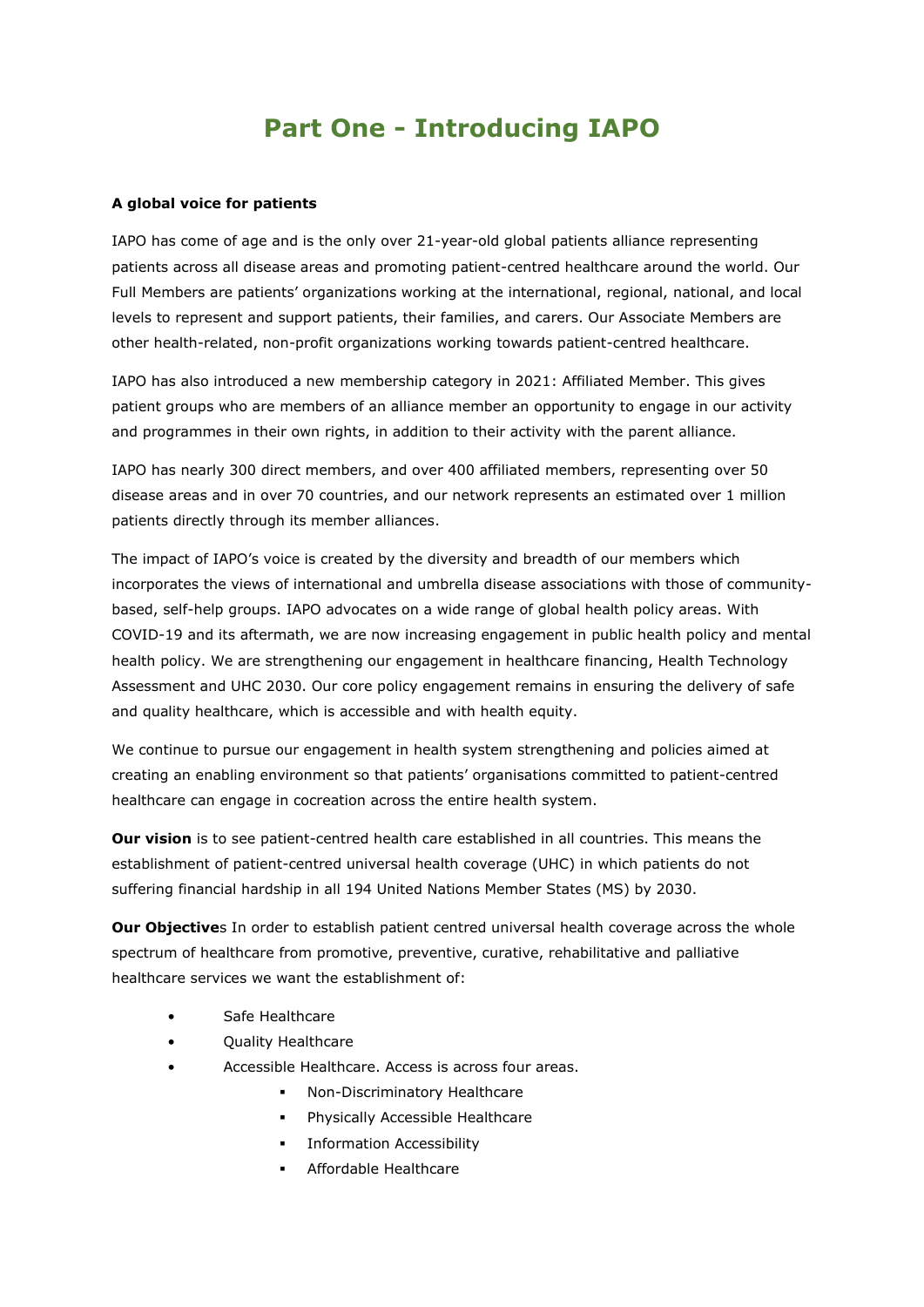# Part One - Introducing IAPO

**A global voice for patients**

IAPO has come of age and is the only over 21-year-old global patients alliance representing patients across all disease areas and promoting patient-centred healthcare around the world. Our Full Members are patients' organizations working at the international, regional, national, and local levels to represent and support patients, their families, and carers. Our Associate Members are other health-related, non-profit organizations working towards patient-centred healthcare.

IAPO has also introduced a new membership category in 2021: Affiliated Member. This gives patient groups who are members of an alliance member an opportunity to engage in our activity and programmes in their own rights, in addition to their activity with the parent alliance.

IAPO has nearly 300 direct members, and over 400 affiliated members, representing over 50 disease areas and in over 70 countries, and our network represents an estimated over 1 million patients directly through its member alliances.

The impact of IAPO's voice is created by the diversity and breadth of our members which incorporates the views of international and umbrella disease associations with those of community-based, self-help groups. IAPO advocates on a wide range of global health policy areas. With COVID-19 and its aftermath, we are now increasing engagement in public health policy and mental health policy. We are strengthening our engagement in healthcare financing, Health Technology Assessment and UHC 2030. Our core policy engagement remains in ensuring the delivery of safe and quality healthcare, which is accessible and with health equity.

We continue to pursue our engagement in health system strengthening and policies aimed at creating an enabling environment so that patients' organisations committed to patient-centred healthcare can engage in cocreation across the entire health system.

**Our vision** is to see patient-centred health care established in all countries. This means the establishment of patient-centred universal health coverage (UHC) in which patients do not suffering financial hardship in all 194 United Nations Member States (MS) by 2030.

**Our Objective**s In order to establish patient centred universal health coverage across the whole spectrum of healthcare from promotive, preventive, curative, rehabilitative and palliative healthcare services we want the establishment of:

- Safe Healthcare
- Quality Healthcare
- Accessible Healthcare. Access is across four areas.
  - Non-Discriminatory Healthcare
  - Physically Accessible Healthcare
  - Information Accessibility
  - Affordable Healthcare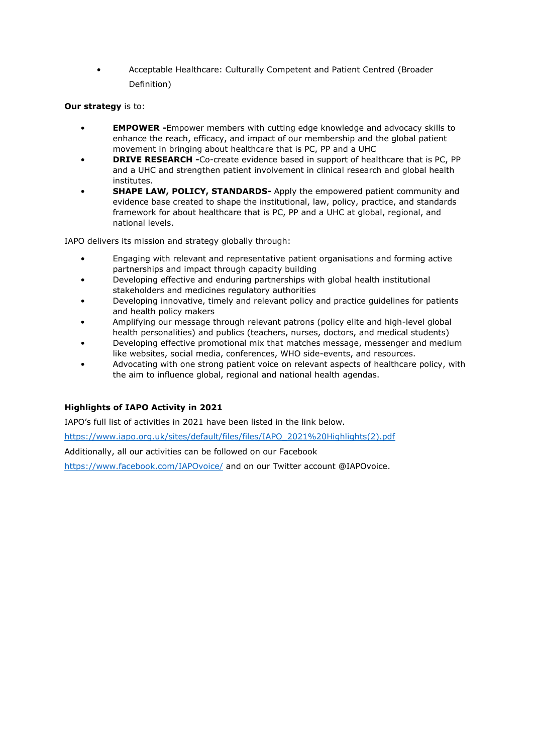- Acceptable Healthcare: Culturally Competent and Patient Centred (Broader Definition)

**Our strategy** is to:

- **EMPOWER -**Empower members with cutting edge knowledge and advocacy skills to enhance the reach, efficacy, and impact of our membership and the global patient movement in bringing about healthcare that is PC, PP and a UHC
- **DRIVE RESEARCH -**Co-create evidence based in support of healthcare that is PC, PP and a UHC and strengthen patient involvement in clinical research and global health institutes.
- **SHAPE LAW, POLICY, STANDARDS-** Apply the empowered patient community and evidence base created to shape the institutional, law, policy, practice, and standards framework for about healthcare that is PC, PP and a UHC at global, regional, and national levels.

IAPO delivers its mission and strategy globally through:

- Engaging with relevant and representative patient organisations and forming active partnerships and impact through capacity building
- Developing effective and enduring partnerships with global health institutional stakeholders and medicines regulatory authorities
- Developing innovative, timely and relevant policy and practice guidelines for patients and health policy makers
- Amplifying our message through relevant patrons (policy elite and high-level global health personalities) and publics (teachers, nurses, doctors, and medical students)
- Developing effective promotional mix that matches message, messenger and medium like websites, social media, conferences, WHO side-events, and resources.
- Advocating with one strong patient voice on relevant aspects of healthcare policy, with the aim to influence global, regional and national health agendas.

**Highlights of IAPO Activity in 2021**

IAPO's full list of activities in 2021 have been listed in the link below.

https://www.iapo.org.uk/sites/default/files/files/IAPO_2021%20Highlights(2).pdf

Additionally, all our activities can be followed on our Facebook

https://www.facebook.com/IAPOvoice/ and on our Twitter account @IAPOvoice.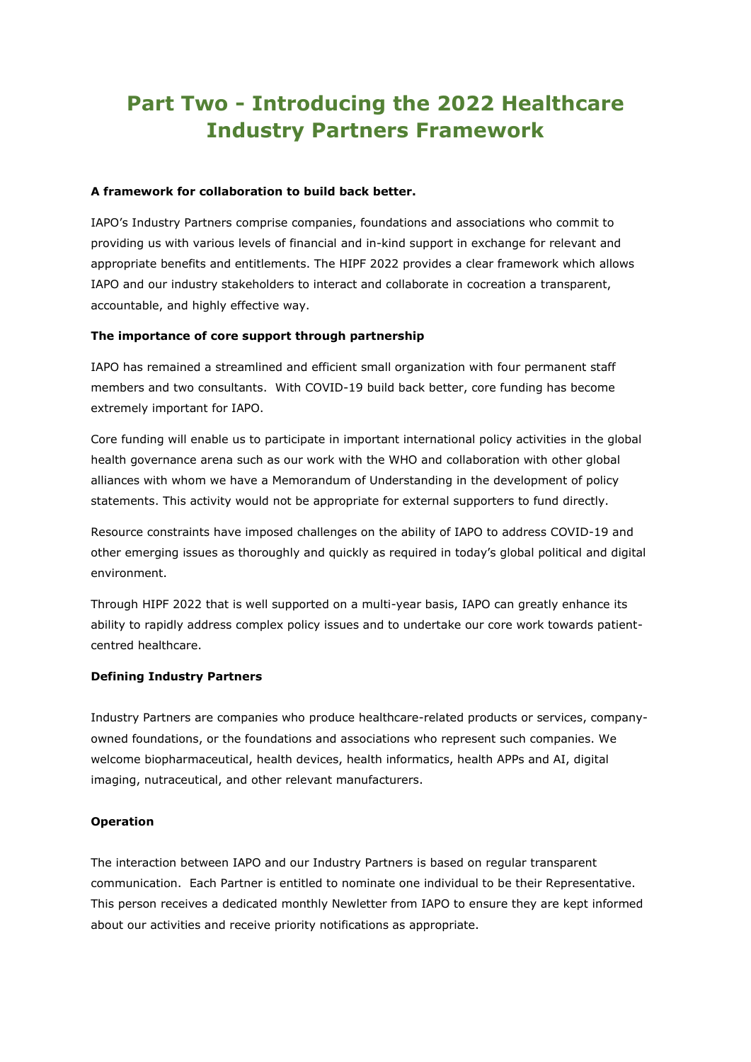# Part Two - Introducing the 2022 Healthcare Industry Partners Framework

**A framework for collaboration to build back better.**

IAPO's Industry Partners comprise companies, foundations and associations who commit to providing us with various levels of financial and in-kind support in exchange for relevant and appropriate benefits and entitlements. The HIPF 2022 provides a clear framework which allows IAPO and our industry stakeholders to interact and collaborate in cocreation a transparent, accountable, and highly effective way.

**The importance of core support through partnership**

IAPO has remained a streamlined and efficient small organization with four permanent staff members and two consultants. With COVID-19 build back better, core funding has become extremely important for IAPO.

Core funding will enable us to participate in important international policy activities in the global health governance arena such as our work with the WHO and collaboration with other global alliances with whom we have a Memorandum of Understanding in the development of policy statements. This activity would not be appropriate for external supporters to fund directly.

Resource constraints have imposed challenges on the ability of IAPO to address COVID-19 and other emerging issues as thoroughly and quickly as required in today's global political and digital environment.

Through HIPF 2022 that is well supported on a multi-year basis, IAPO can greatly enhance its ability to rapidly address complex policy issues and to undertake our core work towards patient-centred healthcare.

**Defining Industry Partners**

Industry Partners are companies who produce healthcare-related products or services, company-owned foundations, or the foundations and associations who represent such companies. We welcome biopharmaceutical, health devices, health informatics, health APPs and AI, digital imaging, nutraceutical, and other relevant manufacturers.

**Operation**

The interaction between IAPO and our Industry Partners is based on regular transparent communication. Each Partner is entitled to nominate one individual to be their Representative. This person receives a dedicated monthly Newletter from IAPO to ensure they are kept informed about our activities and receive priority notifications as appropriate.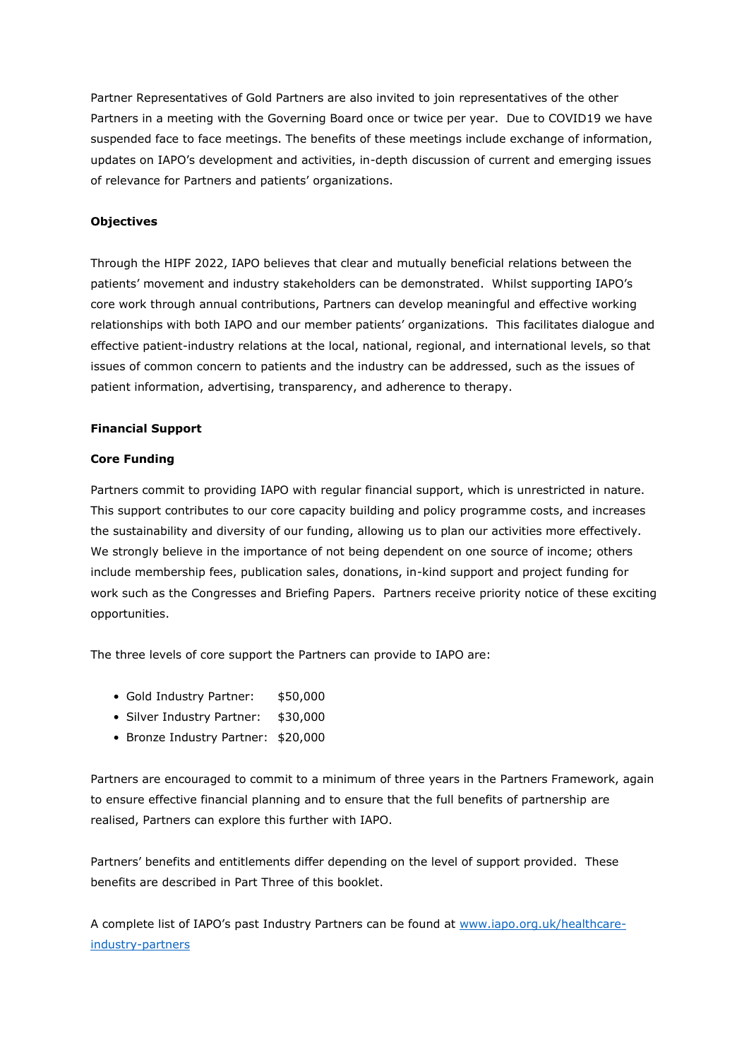Partner Representatives of Gold Partners are also invited to join representatives of the other Partners in a meeting with the Governing Board once or twice per year. Due to COVID19 we have suspended face to face meetings. The benefits of these meetings include exchange of information, updates on IAPO's development and activities, in-depth discussion of current and emerging issues of relevance for Partners and patients' organizations.

**Objectives**

Through the HIPF 2022, IAPO believes that clear and mutually beneficial relations between the patients' movement and industry stakeholders can be demonstrated. Whilst supporting IAPO's core work through annual contributions, Partners can develop meaningful and effective working relationships with both IAPO and our member patients' organizations. This facilitates dialogue and effective patient-industry relations at the local, national, regional, and international levels, so that issues of common concern to patients and the industry can be addressed, such as the issues of patient information, advertising, transparency, and adherence to therapy.

**Financial Support**

**Core Funding**

Partners commit to providing IAPO with regular financial support, which is unrestricted in nature. This support contributes to our core capacity building and policy programme costs, and increases the sustainability and diversity of our funding, allowing us to plan our activities more effectively. We strongly believe in the importance of not being dependent on one source of income; others include membership fees, publication sales, donations, in-kind support and project funding for work such as the Congresses and Briefing Papers. Partners receive priority notice of these exciting opportunities.

The three levels of core support the Partners can provide to IAPO are:

- Gold Industry Partner: $50,000
- Silver Industry Partner: $30,000
- Bronze Industry Partner: $20,000

Partners are encouraged to commit to a minimum of three years in the Partners Framework, again to ensure effective financial planning and to ensure that the full benefits of partnership are realised, Partners can explore this further with IAPO.

Partners' benefits and entitlements differ depending on the level of support provided. These benefits are described in Part Three of this booklet.

A complete list of IAPO's past Industry Partners can be found at [www.iapo.org.uk/healthcare-industry-partners](www.iapo.org.uk/healthcare-industry-partners)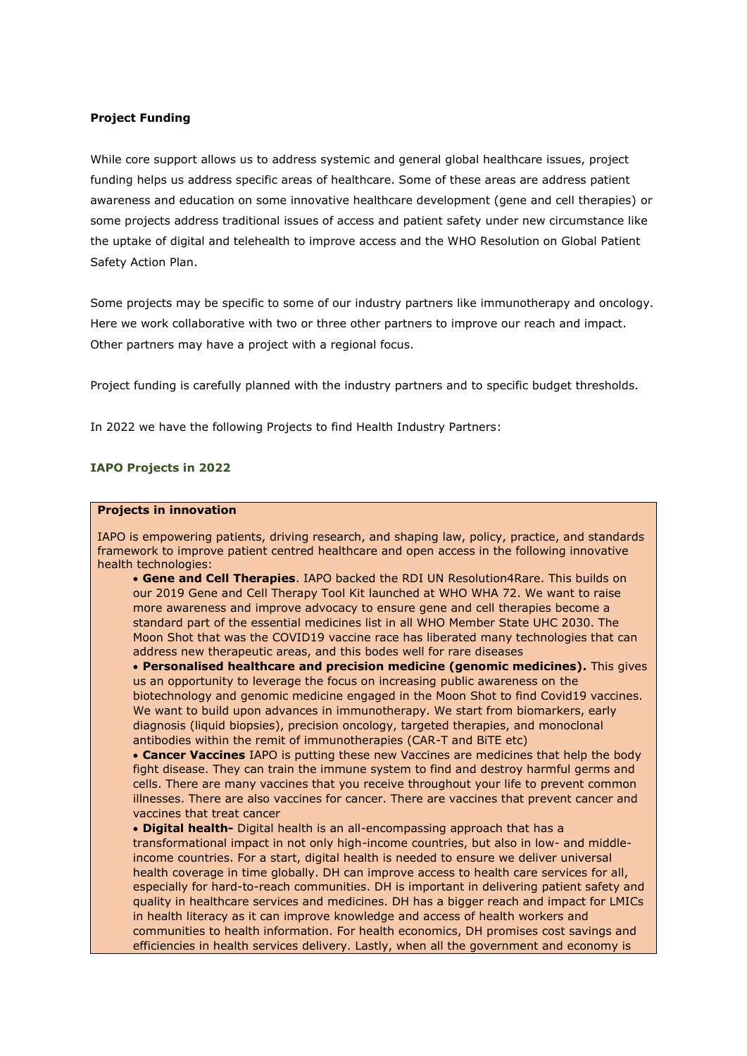**Project Funding**

While core support allows us to address systemic and general global healthcare issues, project funding helps us address specific areas of healthcare. Some of these areas are address patient awareness and education on some innovative healthcare development (gene and cell therapies) or some projects address traditional issues of access and patient safety under new circumstance like the uptake of digital and telehealth to improve access and the WHO Resolution on Global Patient Safety Action Plan.

Some projects may be specific to some of our industry partners like immunotherapy and oncology. Here we work collaborative with two or three other partners to improve our reach and impact. Other partners may have a project with a regional focus.

Project funding is carefully planned with the industry partners and to specific budget thresholds.

In 2022 we have the following Projects to find Health Industry Partners:

**IAPO Projects in 2022**

**Projects in innovation**

IAPO is empowering patients, driving research, and shaping law, policy, practice, and standards framework to improve patient centred healthcare and open access in the following innovative health technologies:

- **Gene and Cell Therapies**. IAPO backed the RDI UN Resolution4Rare. This builds on our 2019 Gene and Cell Therapy Tool Kit launched at WHO WHA 72. We want to raise more awareness and improve advocacy to ensure gene and cell therapies become a standard part of the essential medicines list in all WHO Member State UHC 2030. The Moon Shot that was the COVID19 vaccine race has liberated many technologies that can address new therapeutic areas, and this bodes well for rare diseases
- **Personalised healthcare and precision medicine (genomic medicines).** This gives us an opportunity to leverage the focus on increasing public awareness on the biotechnology and genomic medicine engaged in the Moon Shot to find Covid19 vaccines. We want to build upon advances in immunotherapy. We start from biomarkers, early diagnosis (liquid biopsies), precision oncology, targeted therapies, and monoclonal antibodies within the remit of immunotherapies (CAR-T and BiTE etc)
- **Cancer Vaccines** IAPO is putting these new Vaccines are medicines that help the body fight disease. They can train the immune system to find and destroy harmful germs and cells. There are many vaccines that you receive throughout your life to prevent common illnesses. There are also vaccines for cancer. There are vaccines that prevent cancer and vaccines that treat cancer
- **Digital health-** Digital health is an all-encompassing approach that has a transformational impact in not only high-income countries, but also in low- and middle-income countries. For a start, digital health is needed to ensure we deliver universal health coverage in time globally. DH can improve access to health care services for all, especially for hard-to-reach communities. DH is important in delivering patient safety and quality in healthcare services and medicines. DH has a bigger reach and impact for LMICs in health literacy as it can improve knowledge and access of health workers and communities to health information. For health economics, DH promises cost savings and efficiencies in health services delivery. Lastly, when all the government and economy is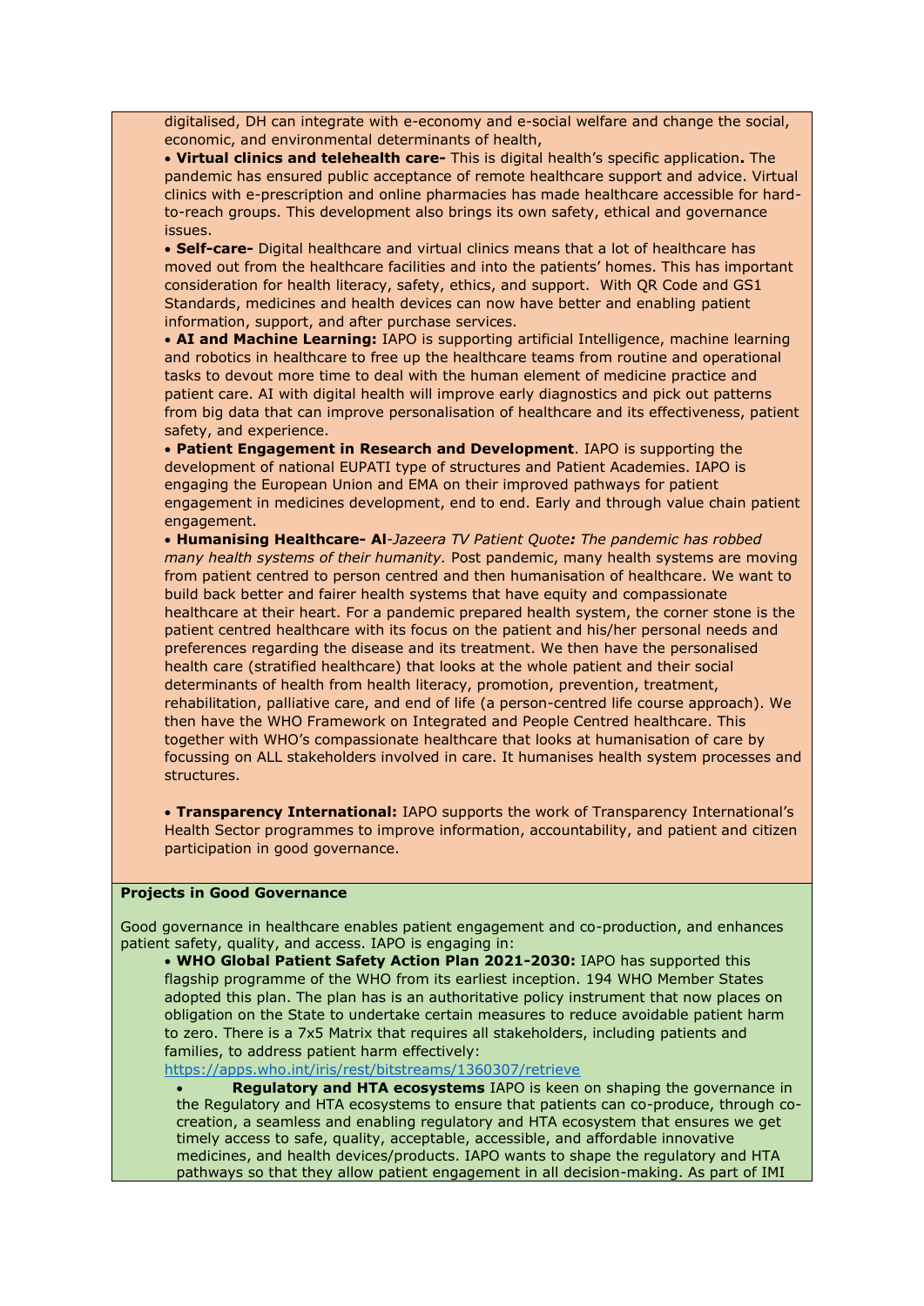digitalised, DH can integrate with e-economy and e-social welfare and change the social, economic, and environmental determinants of health,

- **Virtual clinics and telehealth care-** This is digital health's specific application**.** The pandemic has ensured public acceptance of remote healthcare support and advice. Virtual clinics with e-prescription and online pharmacies has made healthcare accessible for hard-to-reach groups. This development also brings its own safety, ethical and governance issues.
- **Self-care-** Digital healthcare and virtual clinics means that a lot of healthcare has moved out from the healthcare facilities and into the patients' homes. This has important consideration for health literacy, safety, ethics, and support. With QR Code and GS1 Standards, medicines and health devices can now have better and enabling patient information, support, and after purchase services.
- **AI and Machine Learning:** IAPO is supporting artificial Intelligence, machine learning and robotics in healthcare to free up the healthcare teams from routine and operational tasks to devout more time to deal with the human element of medicine practice and patient care. AI with digital health will improve early diagnostics and pick out patterns from big data that can improve personalisation of healthcare and its effectiveness, patient safety, and experience.
- **Patient Engagement in Research and Development**. IAPO is supporting the development of national EUPATI type of structures and Patient Academies. IAPO is engaging the European Union and EMA on their improved pathways for patient engagement in medicines development, end to end. Early and through value chain patient engagement.
- **Humanising Healthcare- Al**-*Jazeera TV Patient Quote**:** The pandemic has robbed many health systems of their humanity.* Post pandemic, many health systems are moving from patient centred to person centred and then humanisation of healthcare. We want to build back better and fairer health systems that have equity and compassionate healthcare at their heart. For a pandemic prepared health system, the corner stone is the patient centred healthcare with its focus on the patient and his/her personal needs and preferences regarding the disease and its treatment. We then have the personalised health care (stratified healthcare) that looks at the whole patient and their social determinants of health from health literacy, promotion, prevention, treatment, rehabilitation, palliative care, and end of life (a person-centred life course approach). We then have the WHO Framework on Integrated and People Centred healthcare. This together with WHO's compassionate healthcare that looks at humanisation of care by focussing on ALL stakeholders involved in care. It humanises health system processes and structures.
- **Transparency International:** IAPO supports the work of Transparency International's Health Sector programmes to improve information, accountability, and patient and citizen participation in good governance.

**Projects in Good Governance**

Good governance in healthcare enables patient engagement and co-production, and enhances patient safety, quality, and access. IAPO is engaging in:

- **WHO Global Patient Safety Action Plan 2021-2030:** IAPO has supported this flagship programme of the WHO from its earliest inception. 194 WHO Member States adopted this plan. The plan has is an authoritative policy instrument that now places on obligation on the State to undertake certain measures to reduce avoidable patient harm to zero. There is a 7x5 Matrix that requires all stakeholders, including patients and families, to address patient harm effectively:
  https://apps.who.int/iris/rest/bitstreams/1360307/retrieve
- **Regulatory and HTA ecosystems** IAPO is keen on shaping the governance in the Regulatory and HTA ecosystems to ensure that patients can co-produce, through co-creation, a seamless and enabling regulatory and HTA ecosystem that ensures we get timely access to safe, quality, acceptable, accessible, and affordable innovative medicines, and health devices/products. IAPO wants to shape the regulatory and HTA pathways so that they allow patient engagement in all decision-making. As part of IMI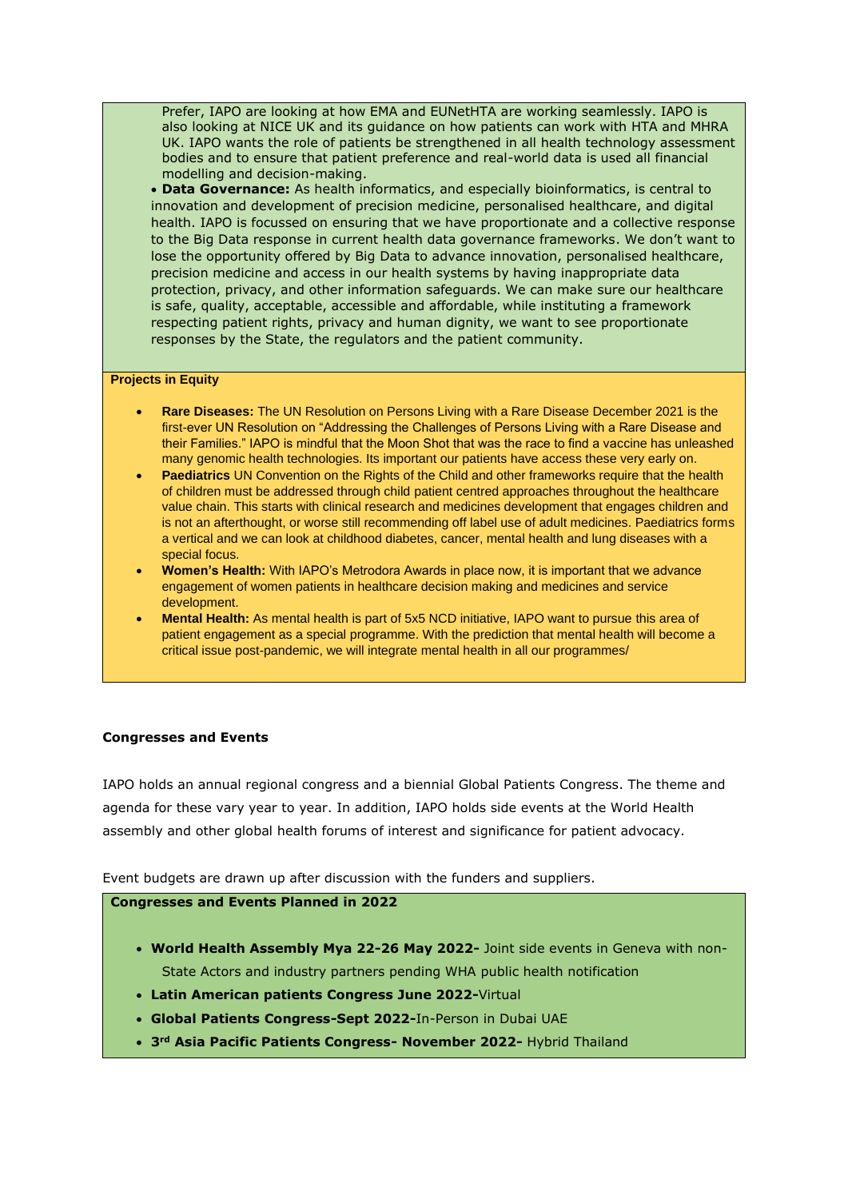Prefer, IAPO are looking at how EMA and EUNetHTA are working seamlessly. IAPO is also looking at NICE UK and its guidance on how patients can work with HTA and MHRA UK. IAPO wants the role of patients be strengthened in all health technology assessment bodies and to ensure that patient preference and real-world data is used all financial modelling and decision-making.

- **Data Governance:** As health informatics, and especially bioinformatics, is central to innovation and development of precision medicine, personalised healthcare, and digital health. IAPO is focussed on ensuring that we have proportionate and a collective response to the Big Data response in current health data governance frameworks. We don't want to lose the opportunity offered by Big Data to advance innovation, personalised healthcare, precision medicine and access in our health systems by having inappropriate data protection, privacy, and other information safeguards. We can make sure our healthcare is safe, quality, acceptable, accessible and affordable, while instituting a framework respecting patient rights, privacy and human dignity, we want to see proportionate responses by the State, the regulators and the patient community.

**Projects in Equity**

- **Rare Diseases:** The UN Resolution on Persons Living with a Rare Disease December 2021 is the first-ever UN Resolution on "Addressing the Challenges of Persons Living with a Rare Disease and their Families." IAPO is mindful that the Moon Shot that was the race to find a vaccine has unleashed many genomic health technologies. Its important our patients have access these very early on.
- **Paediatrics** UN Convention on the Rights of the Child and other frameworks require that the health of children must be addressed through child patient centred approaches throughout the healthcare value chain. This starts with clinical research and medicines development that engages children and is not an afterthought, or worse still recommending off label use of adult medicines. Paediatrics forms a vertical and we can look at childhood diabetes, cancer, mental health and lung diseases with a special focus.
- **Women's Health:** With IAPO's Metrodora Awards in place now, it is important that we advance engagement of women patients in healthcare decision making and medicines and service development.
- **Mental Health:** As mental health is part of 5x5 NCD initiative, IAPO want to pursue this area of patient engagement as a special programme. With the prediction that mental health will become a critical issue post-pandemic, we will integrate mental health in all our programmes/

**Congresses and Events**

IAPO holds an annual regional congress and a biennial Global Patients Congress. The theme and agenda for these vary year to year. In addition, IAPO holds side events at the World Health assembly and other global health forums of interest and significance for patient advocacy.

Event budgets are drawn up after discussion with the funders and suppliers.

**Congresses and Events Planned in 2022**

- **World Health Assembly Mya 22-26 May 2022-** Joint side events in Geneva with non-State Actors and industry partners pending WHA public health notification
- **Latin American patients Congress June 2022-**Virtual
- **Global Patients Congress-Sept 2022-**In-Person in Dubai UAE
- **3rd Asia Pacific Patients Congress- November 2022-** Hybrid Thailand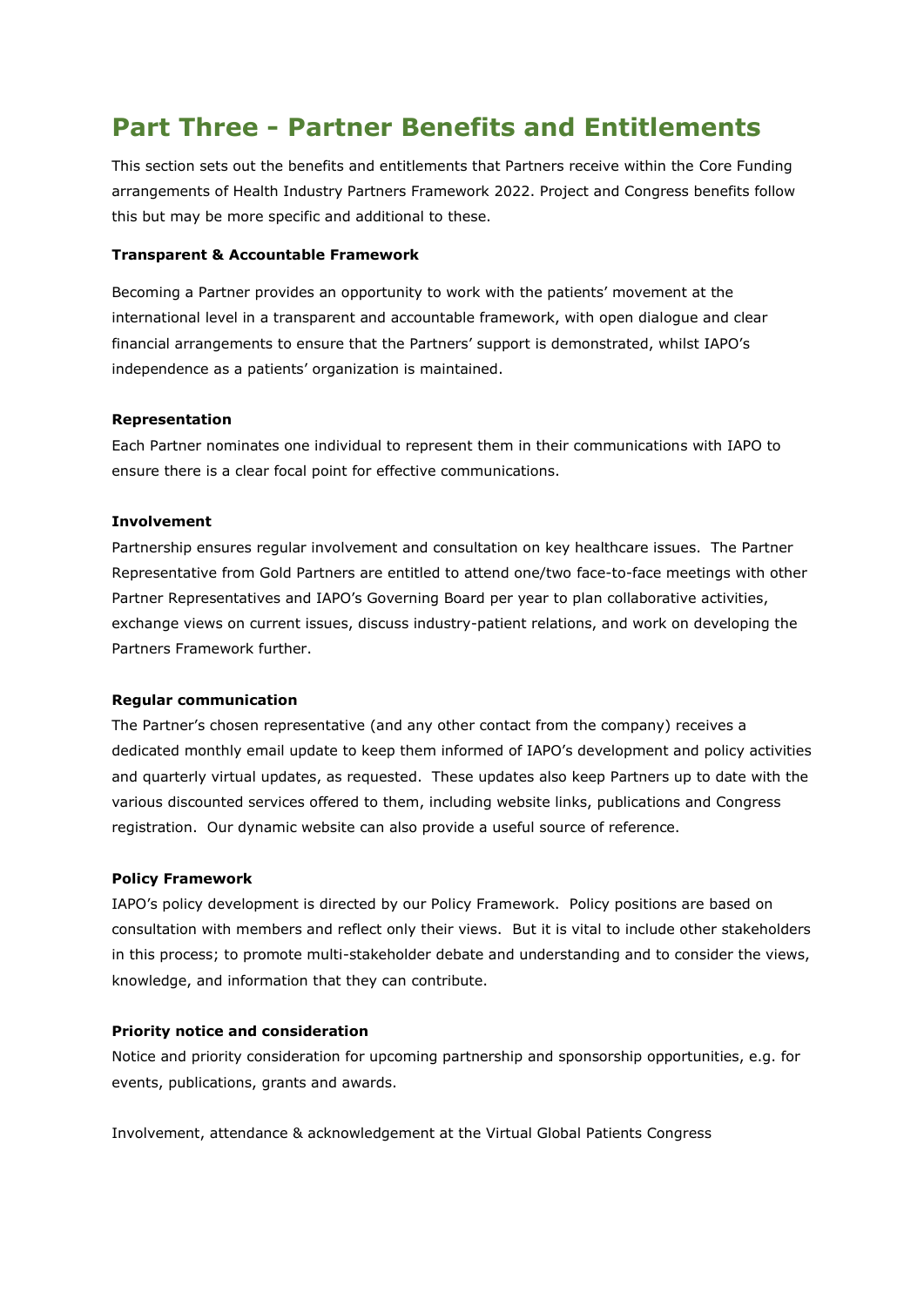# Part Three - Partner Benefits and Entitlements

This section sets out the benefits and entitlements that Partners receive within the Core Funding arrangements of Health Industry Partners Framework 2022. Project and Congress benefits follow this but may be more specific and additional to these.

**Transparent & Accountable Framework**

Becoming a Partner provides an opportunity to work with the patients' movement at the international level in a transparent and accountable framework, with open dialogue and clear financial arrangements to ensure that the Partners' support is demonstrated, whilst IAPO's independence as a patients' organization is maintained.

**Representation**

Each Partner nominates one individual to represent them in their communications with IAPO to ensure there is a clear focal point for effective communications.

**Involvement**

Partnership ensures regular involvement and consultation on key healthcare issues. The Partner Representative from Gold Partners are entitled to attend one/two face-to-face meetings with other Partner Representatives and IAPO's Governing Board per year to plan collaborative activities, exchange views on current issues, discuss industry-patient relations, and work on developing the Partners Framework further.

**Regular communication**

The Partner's chosen representative (and any other contact from the company) receives a dedicated monthly email update to keep them informed of IAPO's development and policy activities and quarterly virtual updates, as requested. These updates also keep Partners up to date with the various discounted services offered to them, including website links, publications and Congress registration. Our dynamic website can also provide a useful source of reference.

**Policy Framework**

IAPO's policy development is directed by our Policy Framework. Policy positions are based on consultation with members and reflect only their views. But it is vital to include other stakeholders in this process; to promote multi-stakeholder debate and understanding and to consider the views, knowledge, and information that they can contribute.

**Priority notice and consideration**

Notice and priority consideration for upcoming partnership and sponsorship opportunities, e.g. for events, publications, grants and awards.

Involvement, attendance & acknowledgement at the Virtual Global Patients Congress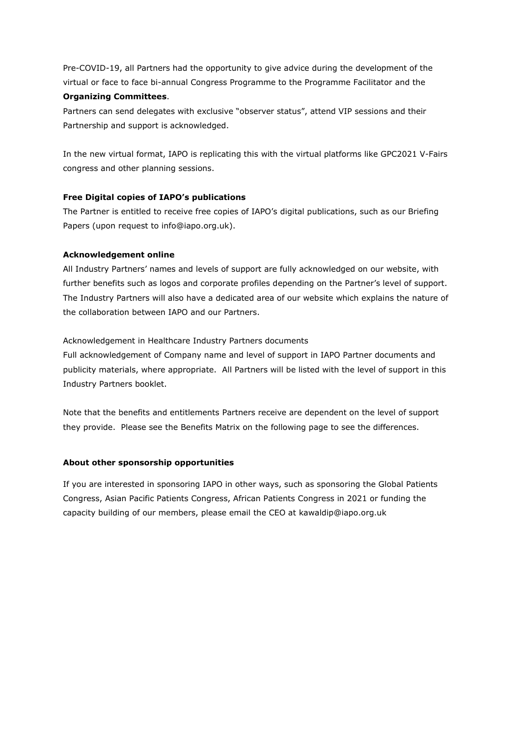Pre-COVID-19, all Partners had the opportunity to give advice during the development of the virtual or face to face bi-annual Congress Programme to the Programme Facilitator and the **Organizing Committees**.

Partners can send delegates with exclusive "observer status", attend VIP sessions and their Partnership and support is acknowledged.

In the new virtual format, IAPO is replicating this with the virtual platforms like GPC2021 V-Fairs congress and other planning sessions.

**Free Digital copies of IAPO's publications**

The Partner is entitled to receive free copies of IAPO's digital publications, such as our Briefing Papers (upon request to info@iapo.org.uk).

**Acknowledgement online**

All Industry Partners' names and levels of support are fully acknowledged on our website, with further benefits such as logos and corporate profiles depending on the Partner's level of support. The Industry Partners will also have a dedicated area of our website which explains the nature of the collaboration between IAPO and our Partners.

Acknowledgement in Healthcare Industry Partners documents

Full acknowledgement of Company name and level of support in IAPO Partner documents and publicity materials, where appropriate. All Partners will be listed with the level of support in this Industry Partners booklet.

Note that the benefits and entitlements Partners receive are dependent on the level of support they provide. Please see the Benefits Matrix on the following page to see the differences.

**About other sponsorship opportunities**

If you are interested in sponsoring IAPO in other ways, such as sponsoring the Global Patients Congress, Asian Pacific Patients Congress, African Patients Congress in 2021 or funding the capacity building of our members, please email the CEO at kawaldip@iapo.org.uk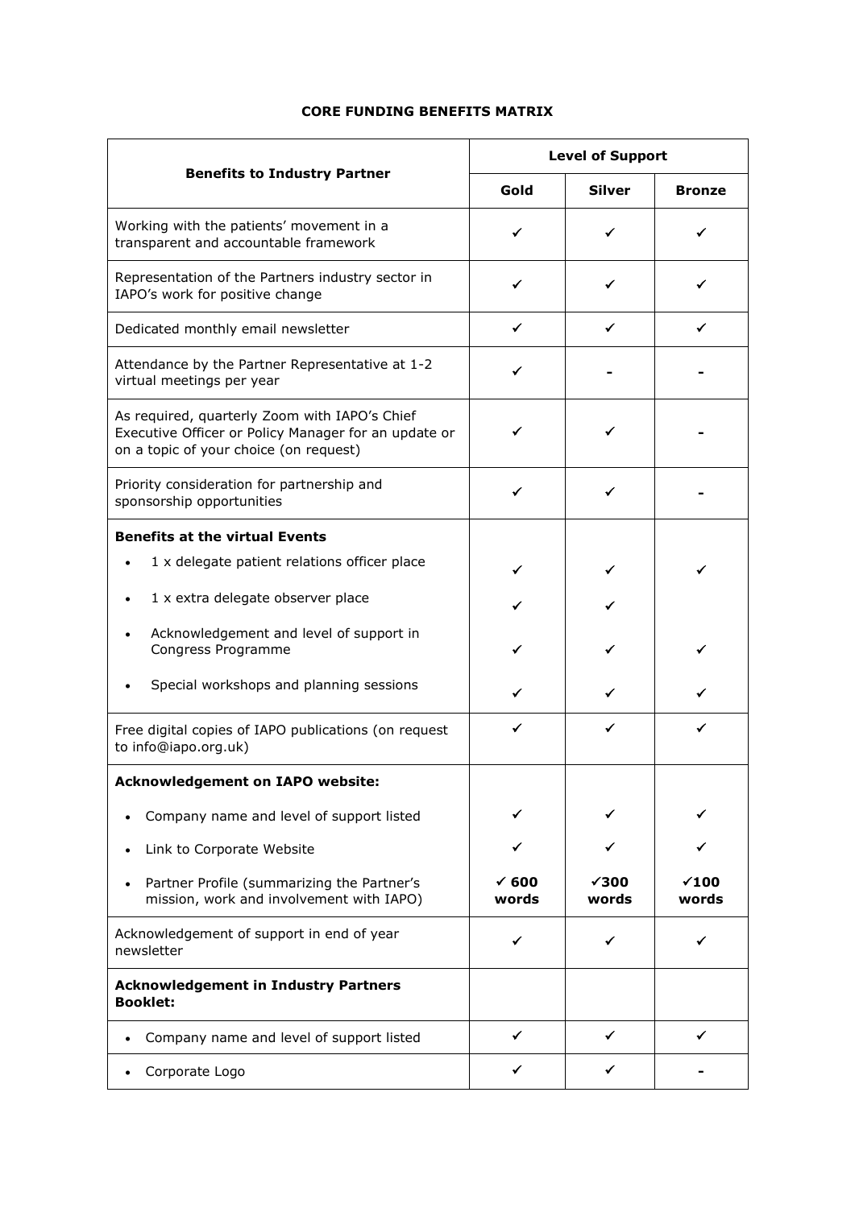**CORE FUNDING BENEFITS MATRIX**

| Benefits to Industry Partner | Level of Support | | |
|---|---|---|---|
| | **Gold** | **Silver** | **Bronze** |
| Working with the patients' movement in a transparent and accountable framework | ✓ | ✓ | ✓ |
| Representation of the Partners industry sector in IAPO's work for positive change | ✓ | ✓ | ✓ |
| Dedicated monthly email newsletter | ✓ | ✓ | ✓ |
| Attendance by the Partner Representative at 1-2 virtual meetings per year | ✓ | - | - |
| As required, quarterly Zoom with IAPO's Chief Executive Officer or Policy Manager for an update or on a topic of your choice (on request) | ✓ | ✓ | - |
| Priority consideration for partnership and sponsorship opportunities | ✓ | ✓ | - |
| **Benefits at the virtual Events** | | | |
| • 1 x delegate patient relations officer place | ✓ | ✓ | ✓ |
| • 1 x extra delegate observer place | ✓ | ✓ | |
| • Acknowledgement and level of support in Congress Programme | ✓ | ✓ | ✓ |
| • Special workshops and planning sessions | ✓ | ✓ | ✓ |
| Free digital copies of IAPO publications (on request to info@iapo.org.uk) | ✓ | ✓ | ✓ |
| **Acknowledgement on IAPO website:** | | | |
| • Company name and level of support listed | ✓ | ✓ | ✓ |
| • Link to Corporate Website | ✓ | ✓ | ✓ |
| • Partner Profile (summarizing the Partner's mission, work and involvement with IAPO) | ✓ **600 words** | ✓**300 words** | ✓**100 words** |
| Acknowledgement of support in end of year newsletter | ✓ | ✓ | ✓ |
| **Acknowledgement in Industry Partners Booklet:** | | | |
| • Company name and level of support listed | ✓ | ✓ | ✓ |
| • Corporate Logo | ✓ | ✓ | - |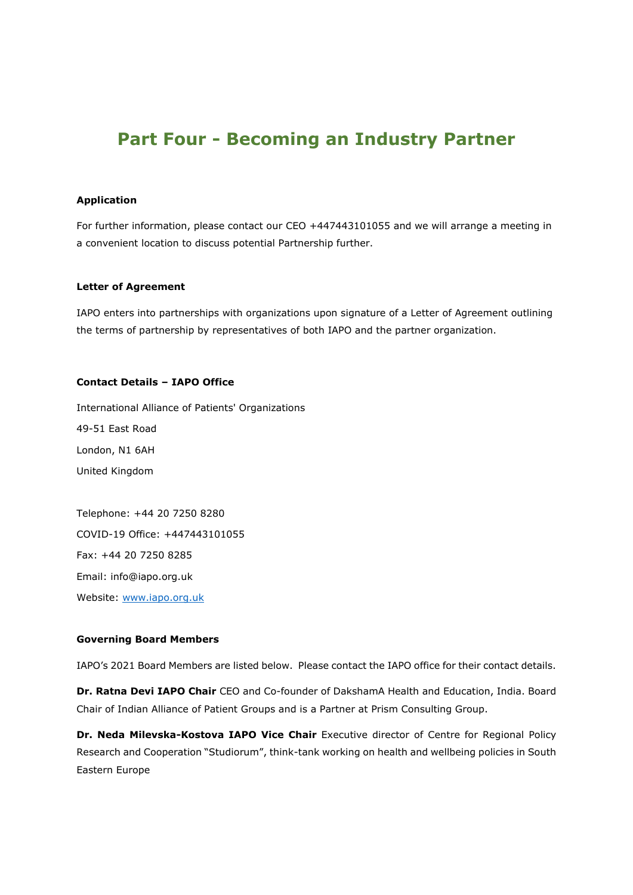# Part Four - Becoming an Industry Partner

**Application**

For further information, please contact our CEO +447443101055 and we will arrange a meeting in a convenient location to discuss potential Partnership further.

**Letter of Agreement**

IAPO enters into partnerships with organizations upon signature of a Letter of Agreement outlining the terms of partnership by representatives of both IAPO and the partner organization.

**Contact Details – IAPO Office**

International Alliance of Patients' Organizations

49-51 East Road

London, N1 6AH

United Kingdom

Telephone: +44 20 7250 8280

COVID-19 Office: +447443101055

Fax: +44 20 7250 8285

Email: info@iapo.org.uk

Website: [www.iapo.org.uk](http://www.iapo.org.uk)

**Governing Board Members**

IAPO's 2021 Board Members are listed below. Please contact the IAPO office for their contact details.

**Dr. Ratna Devi IAPO Chair** CEO and Co-founder of DakshamA Health and Education, India. Board Chair of Indian Alliance of Patient Groups and is a Partner at Prism Consulting Group.

**Dr. Neda Milevska-Kostova IAPO Vice Chair** Executive director of Centre for Regional Policy Research and Cooperation "Studiorum", think-tank working on health and wellbeing policies in South Eastern Europe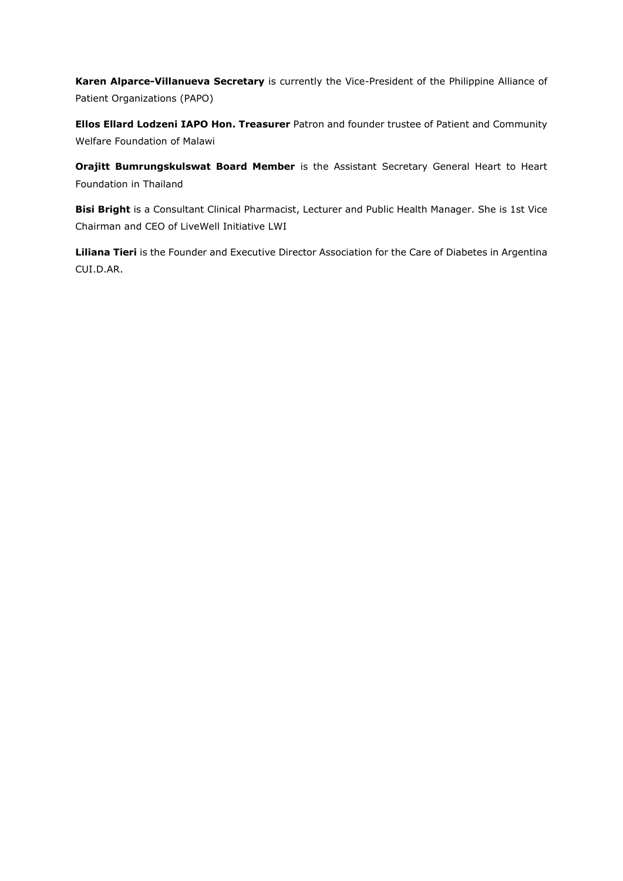**Karen Alparce-Villanueva Secretary** is currently the Vice-President of the Philippine Alliance of Patient Organizations (PAPO)

**Ellos Ellard Lodzeni IAPO Hon. Treasurer** Patron and founder trustee of Patient and Community Welfare Foundation of Malawi

**Orajitt Bumrungskulswat Board Member** is the Assistant Secretary General Heart to Heart Foundation in Thailand

**Bisi Bright** is a Consultant Clinical Pharmacist, Lecturer and Public Health Manager. She is 1st Vice Chairman and CEO of LiveWell Initiative LWI

**Liliana Tieri** is the Founder and Executive Director Association for the Care of Diabetes in Argentina CUI.D.AR.